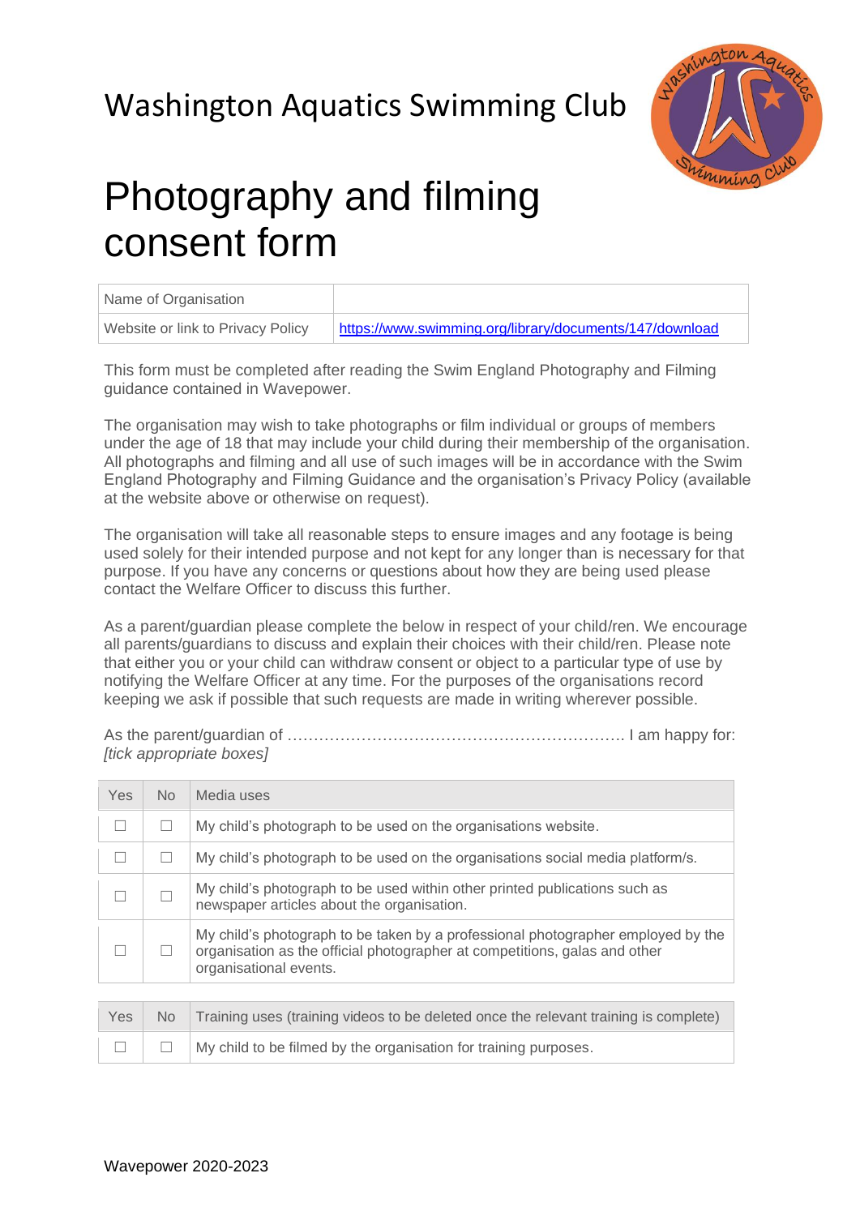Washington Aquatics Swimming Club

# Photography and filming consent form

| Name of Organisation | |
|---|---|
| Website or link to Privacy Policy | https://www.swimming.org/library/documents/147/download |

This form must be completed after reading the Swim England Photography and Filming guidance contained in Wavepower.

The organisation may wish to take photographs or film individual or groups of members under the age of 18 that may include your child during their membership of the organisation. All photographs and filming and all use of such images will be in accordance with the Swim England Photography and Filming Guidance and the organisation's Privacy Policy (available at the website above or otherwise on request).

The organisation will take all reasonable steps to ensure images and any footage is being used solely for their intended purpose and not kept for any longer than is necessary for that purpose. If you have any concerns or questions about how they are being used please contact the Welfare Officer to discuss this further.

As a parent/guardian please complete the below in respect of your child/ren. We encourage all parents/guardians to discuss and explain their choices with their child/ren. Please note that either you or your child can withdraw consent or object to a particular type of use by notifying the Welfare Officer at any time. For the purposes of the organisations record keeping we ask if possible that such requests are made in writing wherever possible.

As the parent/guardian of ………………………………………………………… I am happy for: *[tick appropriate boxes]*

| Yes | No | Media uses |
|---|---|---|
| ☐ | ☐ | My child's photograph to be used on the organisations website. |
| ☐ | ☐ | My child's photograph to be used on the organisations social media platform/s. |
| ☐ | ☐ | My child's photograph to be used within other printed publications such as newspaper articles about the organisation. |
| ☐ | ☐ | My child's photograph to be taken by a professional photographer employed by the organisation as the official photographer at competitions, galas and other organisational events. |

| Yes | No | Training uses (training videos to be deleted once the relevant training is complete) |
|---|---|---|
| ☐ | ☐ | My child to be filmed by the organisation for training purposes. |

Wavepower 2020-2023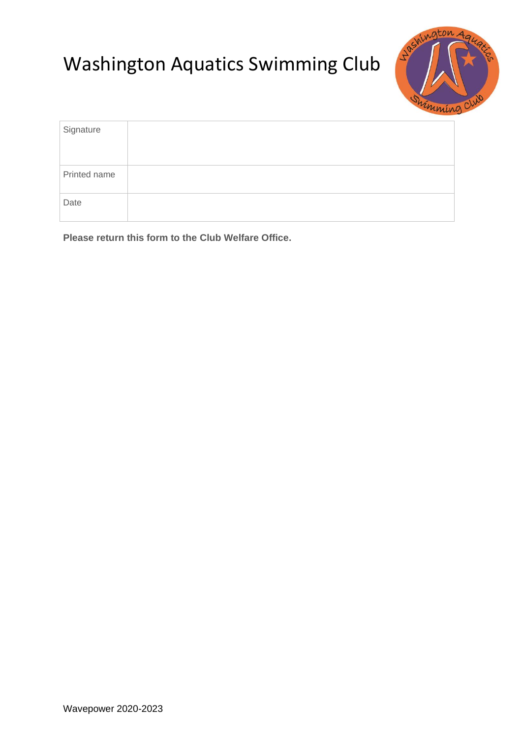# Washington Aquatics Swimming Club

| | |
|---|---|
| Signature | |
| Printed name | |
| Date | |

**Please return this form to the Club Welfare Office.**

Wavepower 2020-2023